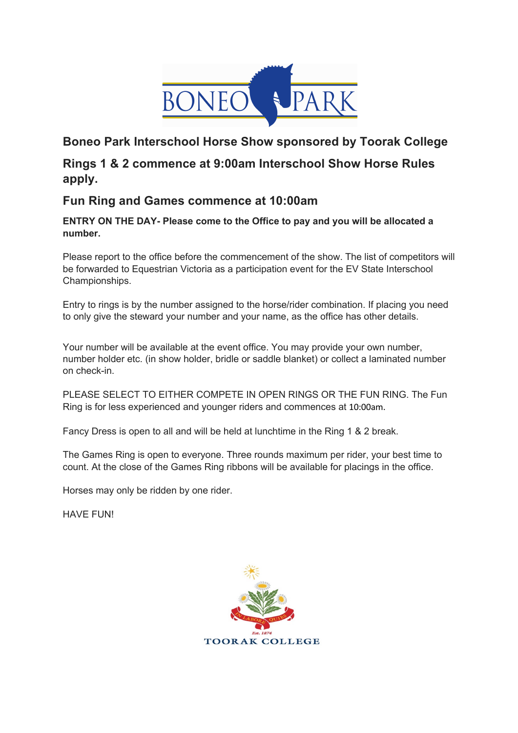## Boneo Park Interschool Horse Show sponsored by Toorak College

## Rings 1 & 2 commence at 9:00am Interschool Show Horse Rules apply.

## Fun Ring and Games commence at 10:00am

**ENTRY ON THE DAY- Please come to the Office to pay and you will be allocated a number.**

Please report to the office before the commencement of the show. The list of competitors will be forwarded to Equestrian Victoria as a participation event for the EV State Interschool Championships.

Entry to rings is by the number assigned to the horse/rider combination. If placing you need to only give the steward your number and your name, as the office has other details.

Your number will be available at the event office. You may provide your own number, number holder etc. (in show holder, bridle or saddle blanket) or collect a laminated number on check-in.

PLEASE SELECT TO EITHER COMPETE IN OPEN RINGS OR THE FUN RING. The Fun Ring is for less experienced and younger riders and commences at 10:00am.

Fancy Dress is open to all and will be held at lunchtime in the Ring 1 & 2 break.

The Games Ring is open to everyone. Three rounds maximum per rider, your best time to count. At the close of the Games Ring ribbons will be available for placings in the office.

Horses may only be ridden by one rider.

HAVE FUN!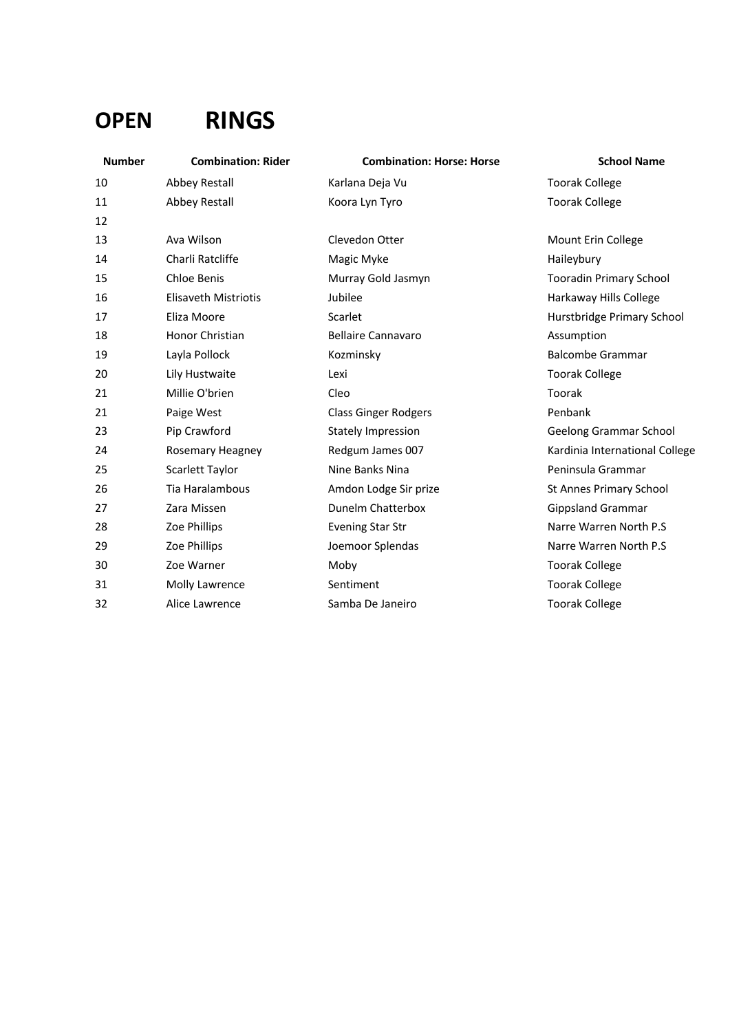# OPEN RINGS

| Number | Combination: Rider | Combination: Horse: Horse | School Name |
|---|---|---|---|
| 10 | Abbey Restall | Karlana Deja Vu | Toorak College |
| 11 | Abbey Restall | Koora Lyn Tyro | Toorak College |
| 12 | | | |
| 13 | Ava Wilson | Clevedon Otter | Mount Erin College |
| 14 | Charli Ratcliffe | Magic Myke | Haileybury |
| 15 | Chloe Benis | Murray Gold Jasmyn | Tooradin Primary School |
| 16 | Elisaveth Mistriotis | Jubilee | Harkaway Hills College |
| 17 | Eliza Moore | Scarlet | Hurstbridge Primary School |
| 18 | Honor Christian | Bellaire Cannavaro | Assumption |
| 19 | Layla Pollock | Kozminsky | Balcombe Grammar |
| 20 | Lily Hustwaite | Lexi | Toorak College |
| 21 | Millie O'brien | Cleo | Toorak |
| 21 | Paige West | Class Ginger Rodgers | Penbank |
| 23 | Pip Crawford | Stately Impression | Geelong Grammar School |
| 24 | Rosemary Heagney | Redgum James 007 | Kardinia International College |
| 25 | Scarlett Taylor | Nine Banks Nina | Peninsula Grammar |
| 26 | Tia Haralambous | Amdon Lodge Sir prize | St Annes Primary School |
| 27 | Zara Missen | Dunelm Chatterbox | Gippsland Grammar |
| 28 | Zoe Phillips | Evening Star Str | Narre Warren North P.S |
| 29 | Zoe Phillips | Joemoor Splendas | Narre Warren North P.S |
| 30 | Zoe Warner | Moby | Toorak College |
| 31 | Molly Lawrence | Sentiment | Toorak College |
| 32 | Alice Lawrence | Samba De Janeiro | Toorak College |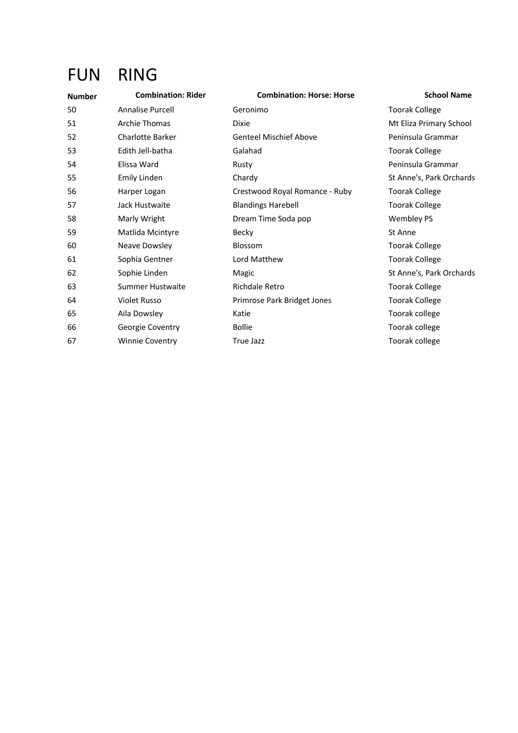# FUN RING

| Number | Combination: Rider | Combination: Horse: Horse | School Name |
|---|---|---|---|
| 50 | Annalise Purcell | Geronimo | Toorak College |
| 51 | Archie Thomas | Dixie | Mt Eliza Primary School |
| 52 | Charlotte Barker | Genteel Mischief Above | Peninsula Grammar |
| 53 | Edith Jell-batha | Galahad | Toorak College |
| 54 | Elissa Ward | Rusty | Peninsula Grammar |
| 55 | Emily Linden | Chardy | St Anne's, Park Orchards |
| 56 | Harper Logan | Crestwood Royal Romance - Ruby | Toorak College |
| 57 | Jack Hustwaite | Blandings Harebell | Toorak College |
| 58 | Marly Wright | Dream Time Soda pop | Wembley PS |
| 59 | Matlida Mcintyre | Becky | St Anne |
| 60 | Neave Dowsley | Blossom | Toorak College |
| 61 | Sophia Gentner | Lord Matthew | Toorak College |
| 62 | Sophie Linden | Magic | St Anne's, Park Orchards |
| 63 | Summer Hustwaite | Richdale Retro | Toorak College |
| 64 | Violet Russo | Primrose Park Bridget Jones | Toorak College |
| 65 | Aila Dowsley | Katie | Toorak college |
| 66 | Georgie Coventry | Bollie | Toorak college |
| 67 | Winnie Coventry | True Jazz | Toorak college |